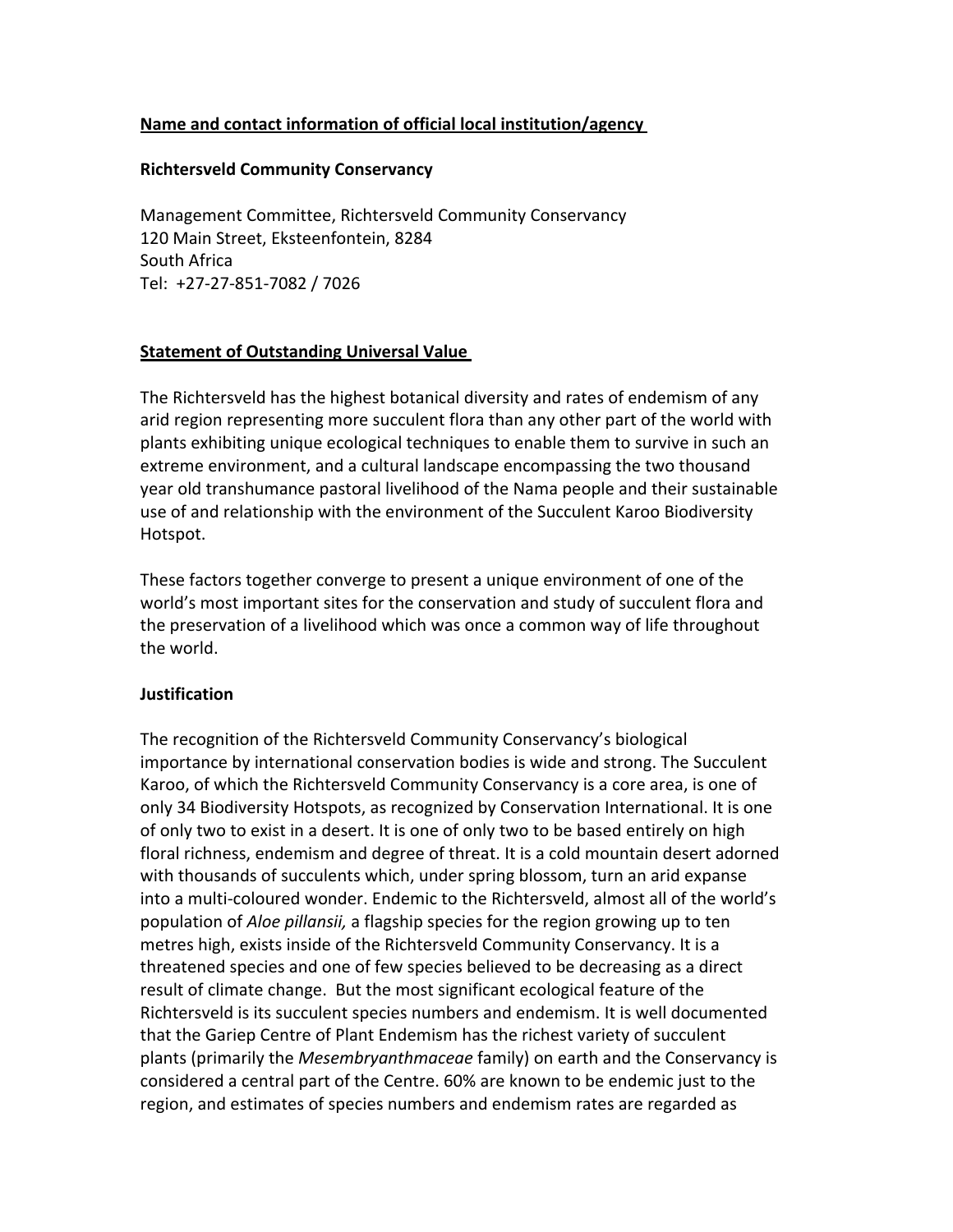**Name and contact information of official local institution/agency**

**Richtersveld Community Conservancy**

Management Committee, Richtersveld Community Conservancy
120 Main Street, Eksteenfontein, 8284
South Africa
Tel: +27-27-851-7082 / 7026

**Statement of Outstanding Universal Value**

The Richtersveld has the highest botanical diversity and rates of endemism of any arid region representing more succulent flora than any other part of the world with plants exhibiting unique ecological techniques to enable them to survive in such an extreme environment, and a cultural landscape encompassing the two thousand year old transhumance pastoral livelihood of the Nama people and their sustainable use of and relationship with the environment of the Succulent Karoo Biodiversity Hotspot.

These factors together converge to present a unique environment of one of the world's most important sites for the conservation and study of succulent flora and the preservation of a livelihood which was once a common way of life throughout the world.

**Justification**

The recognition of the Richtersveld Community Conservancy's biological importance by international conservation bodies is wide and strong. The Succulent Karoo, of which the Richtersveld Community Conservancy is a core area, is one of only 34 Biodiversity Hotspots, as recognized by Conservation International. It is one of only two to exist in a desert. It is one of only two to be based entirely on high floral richness, endemism and degree of threat. It is a cold mountain desert adorned with thousands of succulents which, under spring blossom, turn an arid expanse into a multi-coloured wonder. Endemic to the Richtersveld, almost all of the world's population of *Aloe pillansii,* a flagship species for the region growing up to ten metres high, exists inside of the Richtersveld Community Conservancy. It is a threatened species and one of few species believed to be decreasing as a direct result of climate change. But the most significant ecological feature of the Richtersveld is its succulent species numbers and endemism. It is well documented that the Gariep Centre of Plant Endemism has the richest variety of succulent plants (primarily the *Mesembryanthmaceae* family) on earth and the Conservancy is considered a central part of the Centre. 60% are known to be endemic just to the region, and estimates of species numbers and endemism rates are regarded as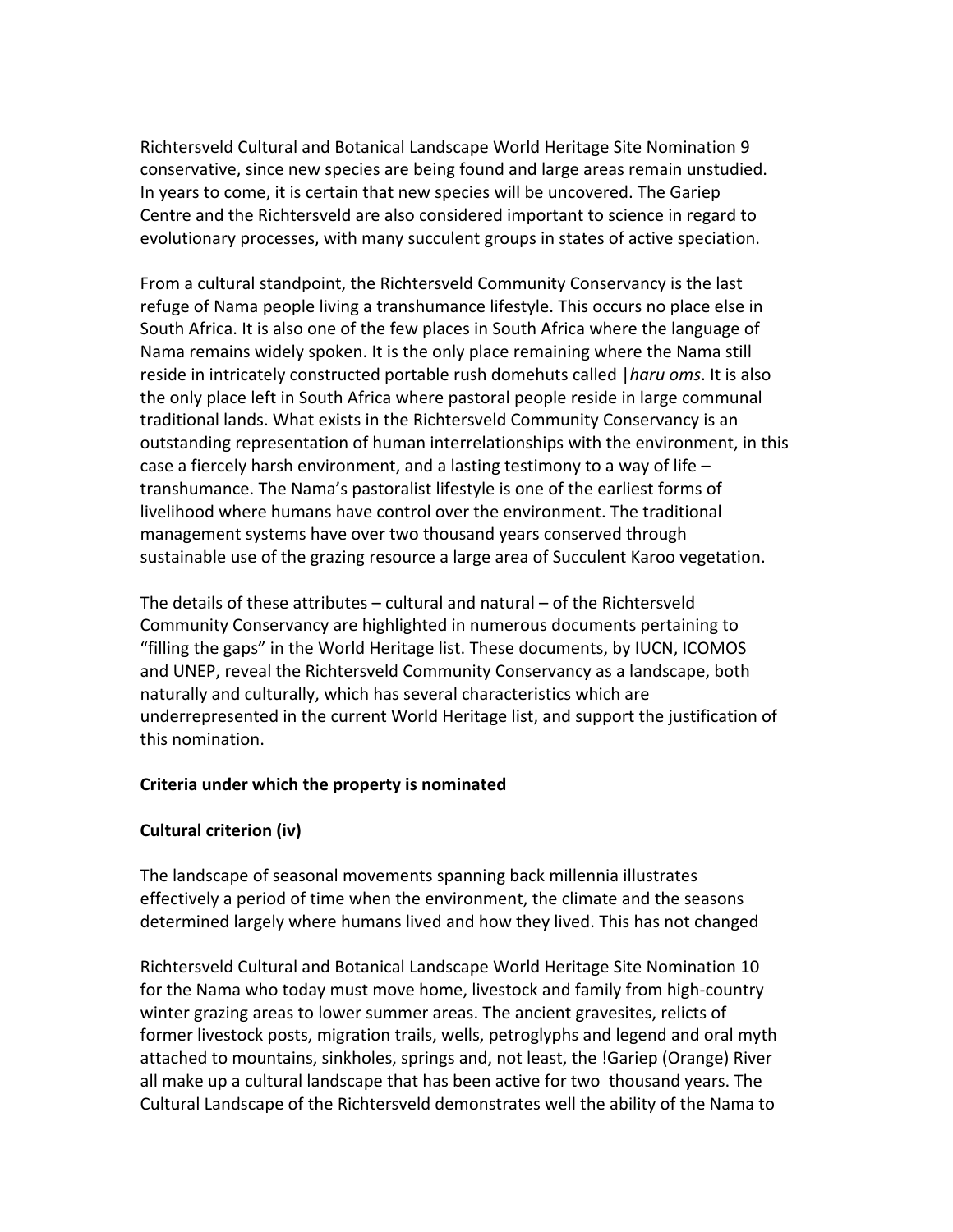conservative, since new species are being found and large areas remain unstudied. In years to come, it is certain that new species will be uncovered. The Gariep Centre and the Richtersveld are also considered important to science in regard to evolutionary processes, with many succulent groups in states of active speciation.

From a cultural standpoint, the Richtersveld Community Conservancy is the last refuge of Nama people living a transhumance lifestyle. This occurs no place else in South Africa. It is also one of the few places in South Africa where the language of Nama remains widely spoken. It is the only place remaining where the Nama still reside in intricately constructed portable rush domehuts called *|haru oms*. It is also the only place left in South Africa where pastoral people reside in large communal traditional lands. What exists in the Richtersveld Community Conservancy is an outstanding representation of human interrelationships with the environment, in this case a fiercely harsh environment, and a lasting testimony to a way of life – transhumance. The Nama's pastoralist lifestyle is one of the earliest forms of livelihood where humans have control over the environment. The traditional management systems have over two thousand years conserved through sustainable use of the grazing resource a large area of Succulent Karoo vegetation.

The details of these attributes – cultural and natural – of the Richtersveld Community Conservancy are highlighted in numerous documents pertaining to "filling the gaps" in the World Heritage list. These documents, by IUCN, ICOMOS and UNEP, reveal the Richtersveld Community Conservancy as a landscape, both naturally and culturally, which has several characteristics which are underrepresented in the current World Heritage list, and support the justification of this nomination.

**Criteria under which the property is nominated**

**Cultural criterion (iv)**

The landscape of seasonal movements spanning back millennia illustrates effectively a period of time when the environment, the climate and the seasons determined largely where humans lived and how they lived. This has not changed for the Nama who today must move home, livestock and family from high-country winter grazing areas to lower summer areas. The ancient gravesites, relicts of former livestock posts, migration trails, wells, petroglyphs and legend and oral myth attached to mountains, sinkholes, springs and, not least, the !Gariep (Orange) River all make up a cultural landscape that has been active for two thousand years. The Cultural Landscape of the Richtersveld demonstrates well the ability of the Nama to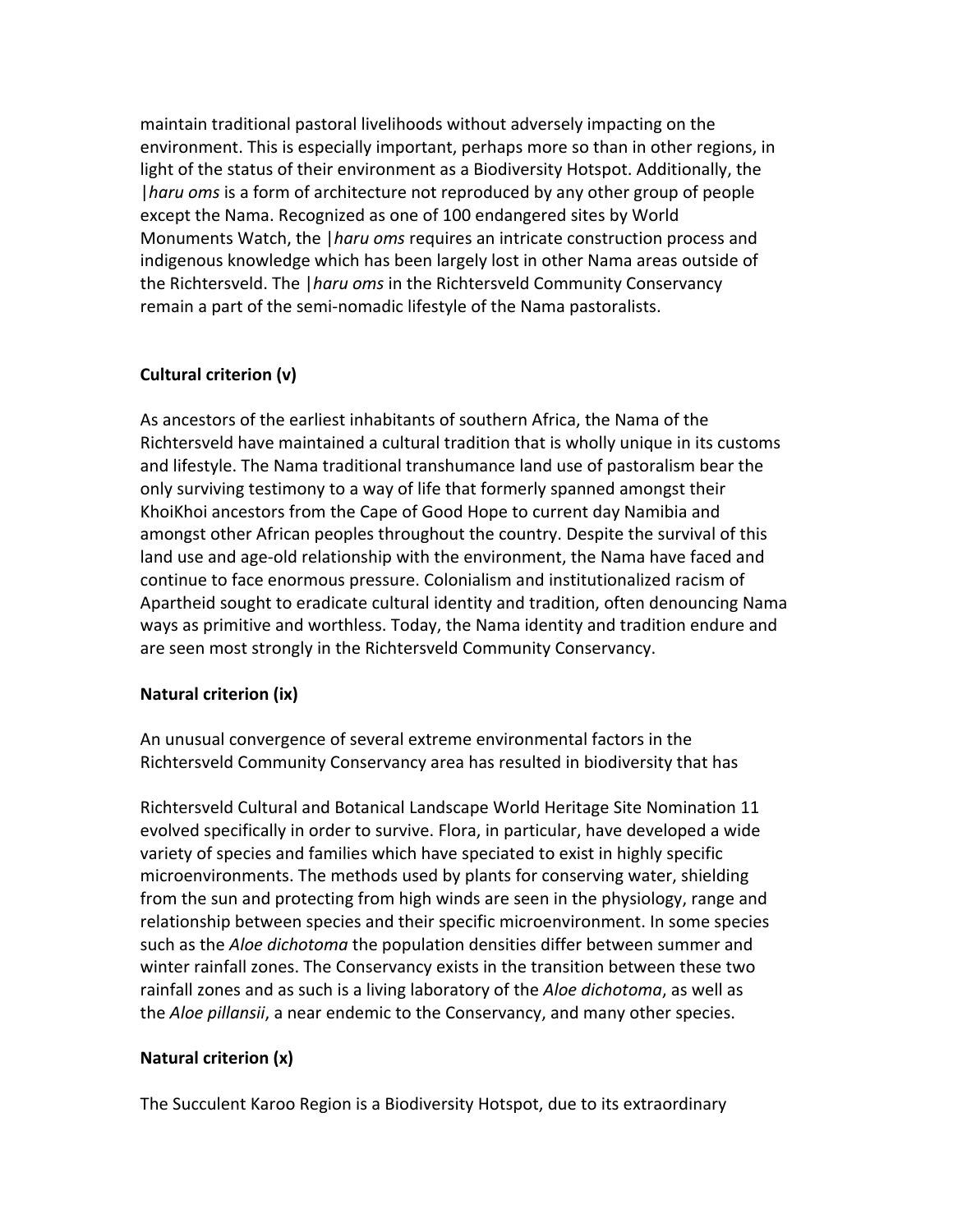maintain traditional pastoral livelihoods without adversely impacting on the environment. This is especially important, perhaps more so than in other regions, in light of the status of their environment as a Biodiversity Hotspot. Additionally, the |*haru oms* is a form of architecture not reproduced by any other group of people except the Nama. Recognized as one of 100 endangered sites by World Monuments Watch, the |*haru oms* requires an intricate construction process and indigenous knowledge which has been largely lost in other Nama areas outside of the Richtersveld. The |*haru oms* in the Richtersveld Community Conservancy remain a part of the semi-nomadic lifestyle of the Nama pastoralists.

**Cultural criterion (v)**

As ancestors of the earliest inhabitants of southern Africa, the Nama of the Richtersveld have maintained a cultural tradition that is wholly unique in its customs and lifestyle. The Nama traditional transhumance land use of pastoralism bear the only surviving testimony to a way of life that formerly spanned amongst their KhoiKhoi ancestors from the Cape of Good Hope to current day Namibia and amongst other African peoples throughout the country. Despite the survival of this land use and age-old relationship with the environment, the Nama have faced and continue to face enormous pressure. Colonialism and institutionalized racism of Apartheid sought to eradicate cultural identity and tradition, often denouncing Nama ways as primitive and worthless. Today, the Nama identity and tradition endure and are seen most strongly in the Richtersveld Community Conservancy.

**Natural criterion (ix)**

An unusual convergence of several extreme environmental factors in the Richtersveld Community Conservancy area has resulted in biodiversity that has evolved specifically in order to survive. Flora, in particular, have developed a wide variety of species and families which have speciated to exist in highly specific microenvironments. The methods used by plants for conserving water, shielding from the sun and protecting from high winds are seen in the physiology, range and relationship between species and their specific microenvironment. In some species such as the *Aloe dichotoma* the population densities differ between summer and winter rainfall zones. The Conservancy exists in the transition between these two rainfall zones and as such is a living laboratory of the *Aloe dichotoma*, as well as the *Aloe pillansii*, a near endemic to the Conservancy, and many other species.

**Natural criterion (x)**

The Succulent Karoo Region is a Biodiversity Hotspot, due to its extraordinary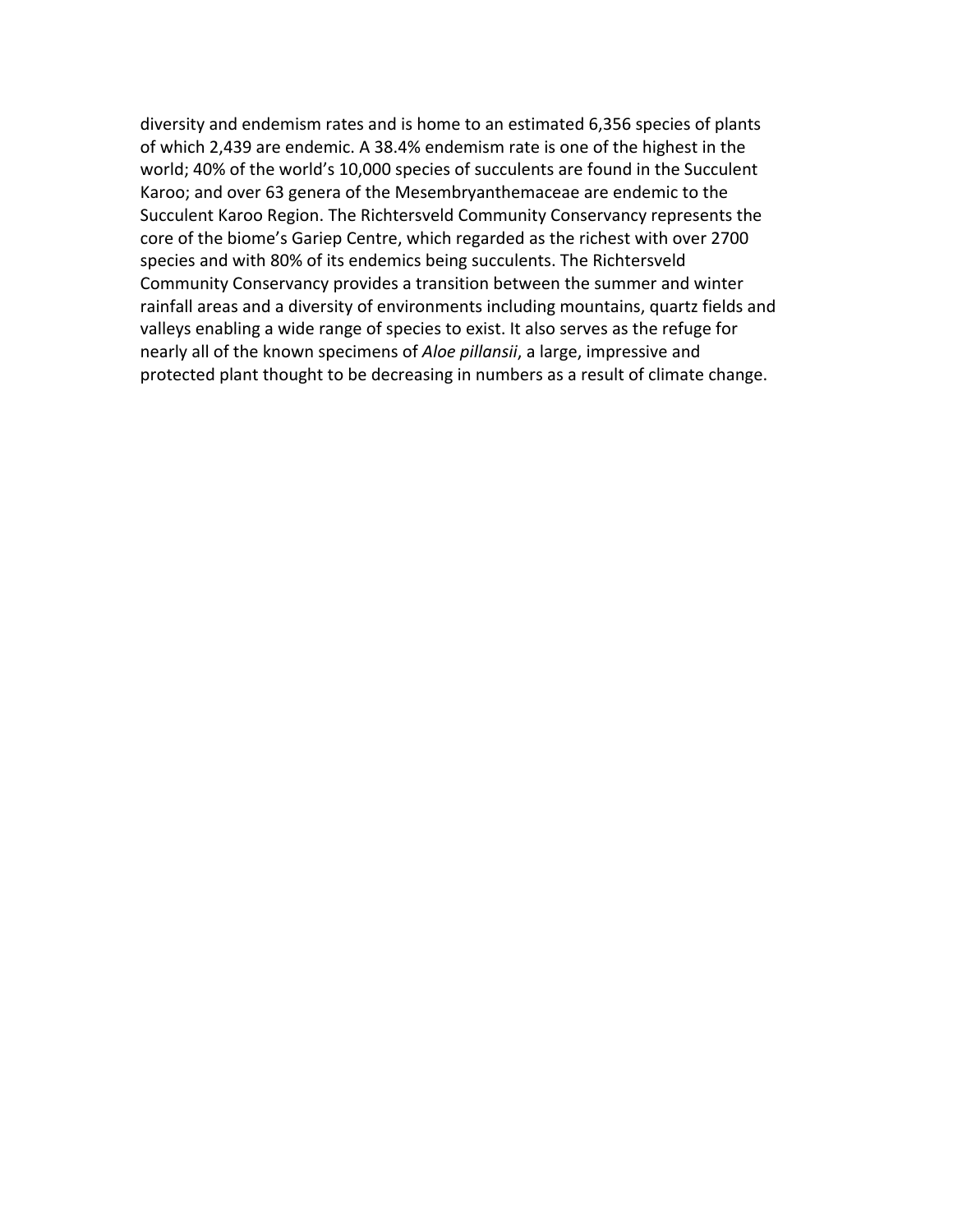diversity and endemism rates and is home to an estimated 6,356 species of plants of which 2,439 are endemic. A 38.4% endemism rate is one of the highest in the world; 40% of the world's 10,000 species of succulents are found in the Succulent Karoo; and over 63 genera of the Mesembryanthemaceae are endemic to the Succulent Karoo Region. The Richtersveld Community Conservancy represents the core of the biome's Gariep Centre, which regarded as the richest with over 2700 species and with 80% of its endemics being succulents. The Richtersveld Community Conservancy provides a transition between the summer and winter rainfall areas and a diversity of environments including mountains, quartz fields and valleys enabling a wide range of species to exist. It also serves as the refuge for nearly all of the known specimens of *Aloe pillansii*, a large, impressive and protected plant thought to be decreasing in numbers as a result of climate change.